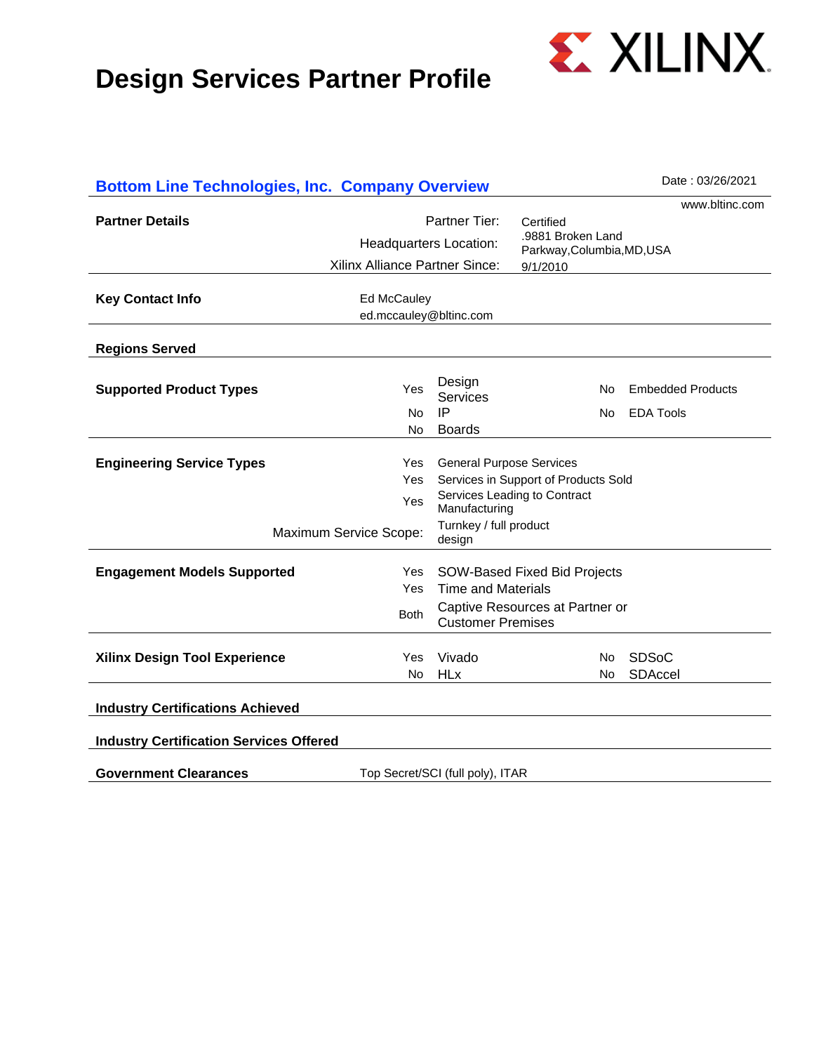# Design Services Partner Profile

XILINX

## Bottom Line Technologies, Inc. Company Overview

Date : 03/26/2021

www.bltinc.com

**Partner Details**

| | |
|---|---|
| Partner Tier: | Certified |
| Headquarters Location: | .9881 Broken Land Parkway,Columbia,MD,USA |
| Xilinx Alliance Partner Since: | 9/1/2010 |

**Key Contact Info**

Ed McCauley
ed.mccauley@bltinc.com

**Regions Served**

**Supported Product Types**

| | | | |
|---|---|---|---|
| Yes | Design Services | No | Embedded Products |
| No | IP | No | EDA Tools |
| No | Boards | | |

**Engineering Service Types**

| | |
|---|---|
| Yes | General Purpose Services |
| Yes | Services in Support of Products Sold |
| Yes | Services Leading to Contract Manufacturing |
| Maximum Service Scope: | Turnkey / full product design |

**Engagement Models Supported**

| | |
|---|---|
| Yes | SOW-Based Fixed Bid Projects |
| Yes | Time and Materials |
| Both | Captive Resources at Partner or Customer Premises |

**Xilinx Design Tool Experience**

| | | | |
|---|---|---|---|
| Yes | Vivado | No | SDSoC |
| No | HLx | No | SDAccel |

**Industry Certifications Achieved**

**Industry Certification Services Offered**

**Government Clearances**

Top Secret/SCI (full poly), ITAR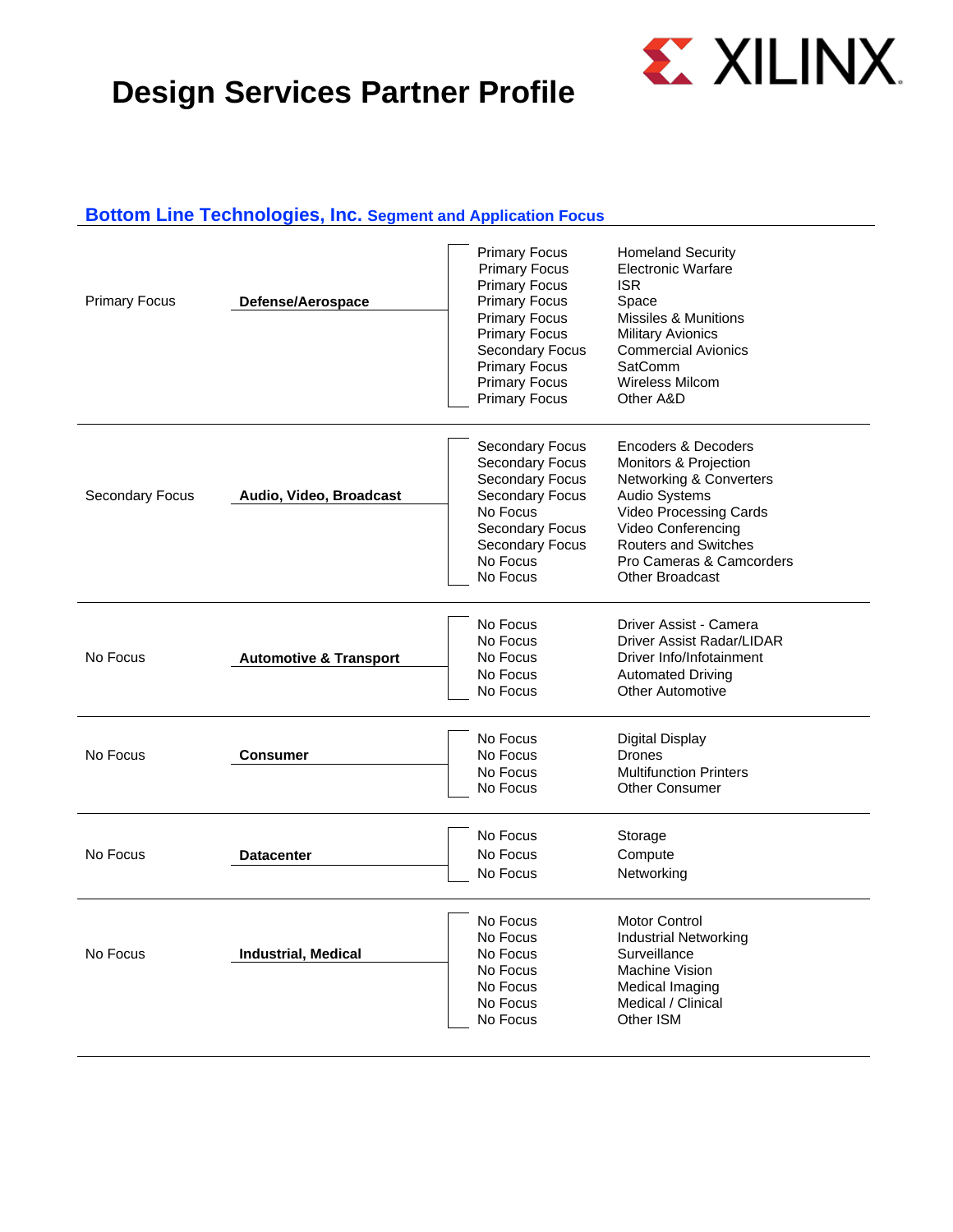# Design Services Partner Profile

## Bottom Line Technologies, Inc. Segment and Application Focus

| Segment Focus | Segment | Application Focus | Application |
|---|---|---|---|
| Primary Focus | **Defense/Aerospace** | Primary Focus | Homeland Security |
| | | Primary Focus | Electronic Warfare |
| | | Primary Focus | ISR |
| | | Primary Focus | Space |
| | | Primary Focus | Missiles & Munitions |
| | | Primary Focus | Military Avionics |
| | | Secondary Focus | Commercial Avionics |
| | | Primary Focus | SatComm |
| | | Primary Focus | Wireless Milcom |
| | | Primary Focus | Other A&D |
| Secondary Focus | **Audio, Video, Broadcast** | Secondary Focus | Encoders & Decoders |
| | | Secondary Focus | Monitors & Projection |
| | | Secondary Focus | Networking & Converters |
| | | Secondary Focus | Audio Systems |
| | | No Focus | Video Processing Cards |
| | | Secondary Focus | Video Conferencing |
| | | Secondary Focus | Routers and Switches |
| | | No Focus | Pro Cameras & Camcorders |
| | | No Focus | Other Broadcast |
| No Focus | **Automotive & Transport** | No Focus | Driver Assist - Camera |
| | | No Focus | Driver Assist Radar/LIDAR |
| | | No Focus | Driver Info/Infotainment |
| | | No Focus | Automated Driving |
| | | No Focus | Other Automotive |
| No Focus | **Consumer** | No Focus | Digital Display |
| | | No Focus | Drones |
| | | No Focus | Multifunction Printers |
| | | No Focus | Other Consumer |
| No Focus | **Datacenter** | No Focus | Storage |
| | | No Focus | Compute |
| | | No Focus | Networking |
| No Focus | **Industrial, Medical** | No Focus | Motor Control |
| | | No Focus | Industrial Networking |
| | | No Focus | Surveillance |
| | | No Focus | Machine Vision |
| | | No Focus | Medical Imaging |
| | | No Focus | Medical / Clinical |
| | | No Focus | Other ISM |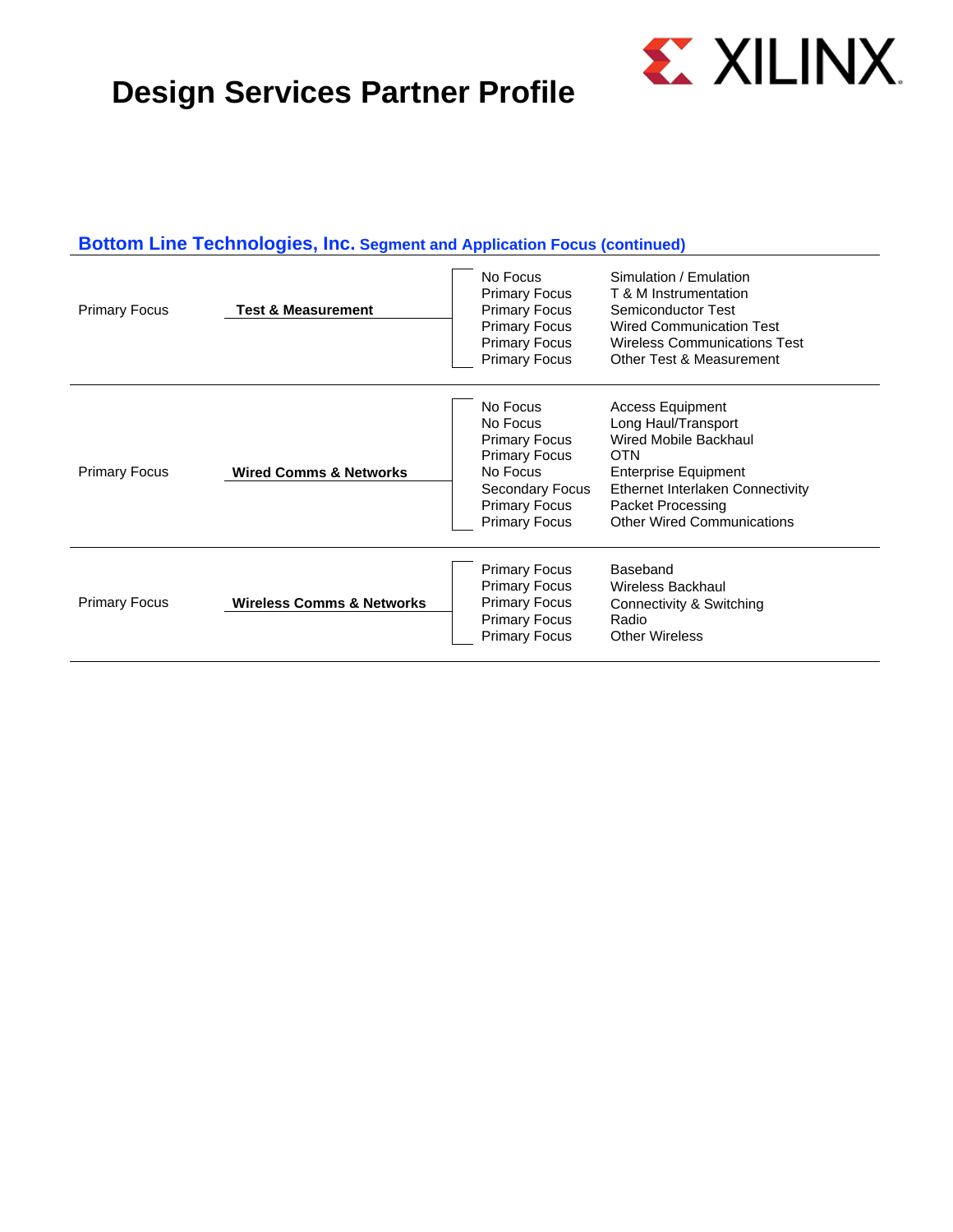# Design Services Partner Profile

## Bottom Line Technologies, Inc. Segment and Application Focus (continued)

| Segment Focus | Segment | Application Focus | Application |
|---|---|---|---|
| Primary Focus | **Test & Measurement** | No Focus | Simulation / Emulation |
| | | Primary Focus | T & M Instrumentation |
| | | Primary Focus | Semiconductor Test |
| | | Primary Focus | Wired Communication Test |
| | | Primary Focus | Wireless Communications Test |
| | | Primary Focus | Other Test & Measurement |
| Primary Focus | **Wired Comms & Networks** | No Focus | Access Equipment |
| | | No Focus | Long Haul/Transport |
| | | Primary Focus | Wired Mobile Backhaul |
| | | Primary Focus | OTN |
| | | No Focus | Enterprise Equipment |
| | | Secondary Focus | Ethernet Interlaken Connectivity |
| | | Primary Focus | Packet Processing |
| | | Primary Focus | Other Wired Communications |
| Primary Focus | **Wireless Comms & Networks** | Primary Focus | Baseband |
| | | Primary Focus | Wireless Backhaul |
| | | Primary Focus | Connectivity & Switching |
| | | Primary Focus | Radio |
| | | Primary Focus | Other Wireless |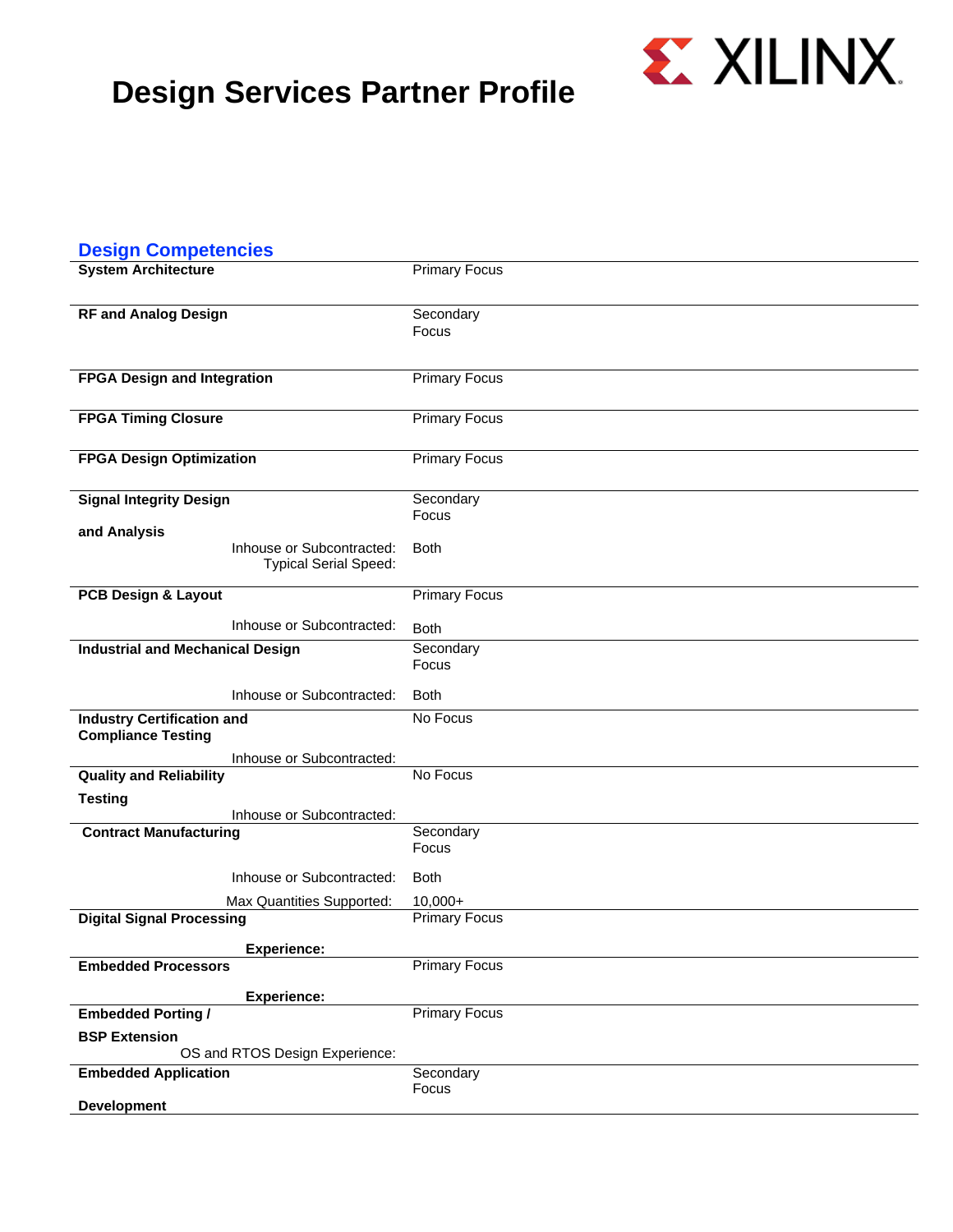# Design Services Partner Profile

## Design Competencies

| Competency | Focus |
| --- | --- |
| **System Architecture** | Primary Focus |
| **RF and Analog Design** | Secondary Focus |
| **FPGA Design and Integration** | Primary Focus |
| **FPGA Timing Closure** | Primary Focus |
| **FPGA Design Optimization** | Primary Focus |
| **Signal Integrity Design and Analysis** | Secondary Focus |
| Inhouse or Subcontracted: | Both |
| Typical Serial Speed: | |
| **PCB Design & Layout** | Primary Focus |
| Inhouse or Subcontracted: | Both |
| **Industrial and Mechanical Design** | Secondary Focus |
| Inhouse or Subcontracted: | Both |
| **Industry Certification and Compliance Testing** | No Focus |
| Inhouse or Subcontracted: | |
| **Quality and Reliability Testing** | No Focus |
| Inhouse or Subcontracted: | |
| **Contract Manufacturing** | Secondary Focus |
| Inhouse or Subcontracted: | Both |
| Max Quantities Supported: | 10,000+ |
| **Digital Signal Processing** | Primary Focus |
| **Experience:** | |
| **Embedded Processors** | Primary Focus |
| **Experience:** | |
| **Embedded Porting / BSP Extension** | Primary Focus |
| OS and RTOS Design Experience: | |
| **Embedded Application Development** | Secondary Focus |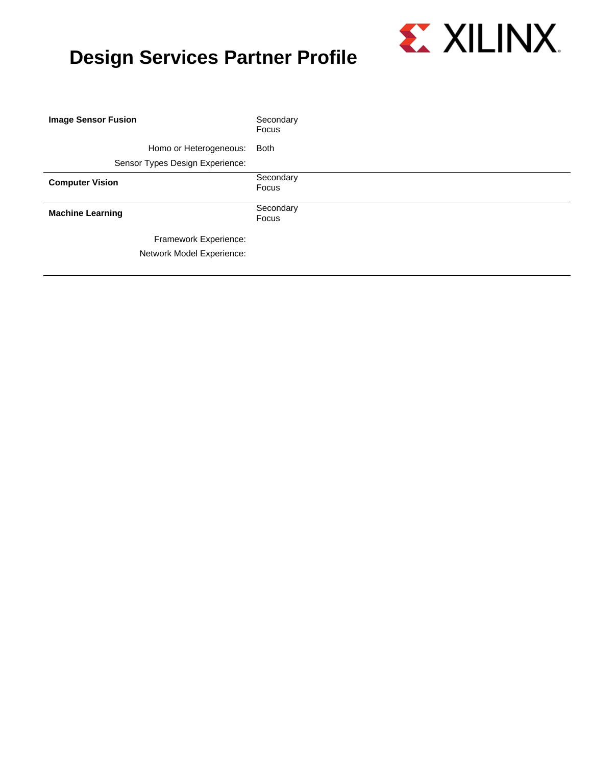# Design Services Partner Profile

XILINX

| | |
|---|---|
| **Image Sensor Fusion** | Secondary Focus |
| Homo or Heterogeneous: | Both |
| Sensor Types Design Experience: | |
| **Computer Vision** | Secondary Focus |
| **Machine Learning** | Secondary Focus |
| Framework Experience: | |
| Network Model Experience: | |